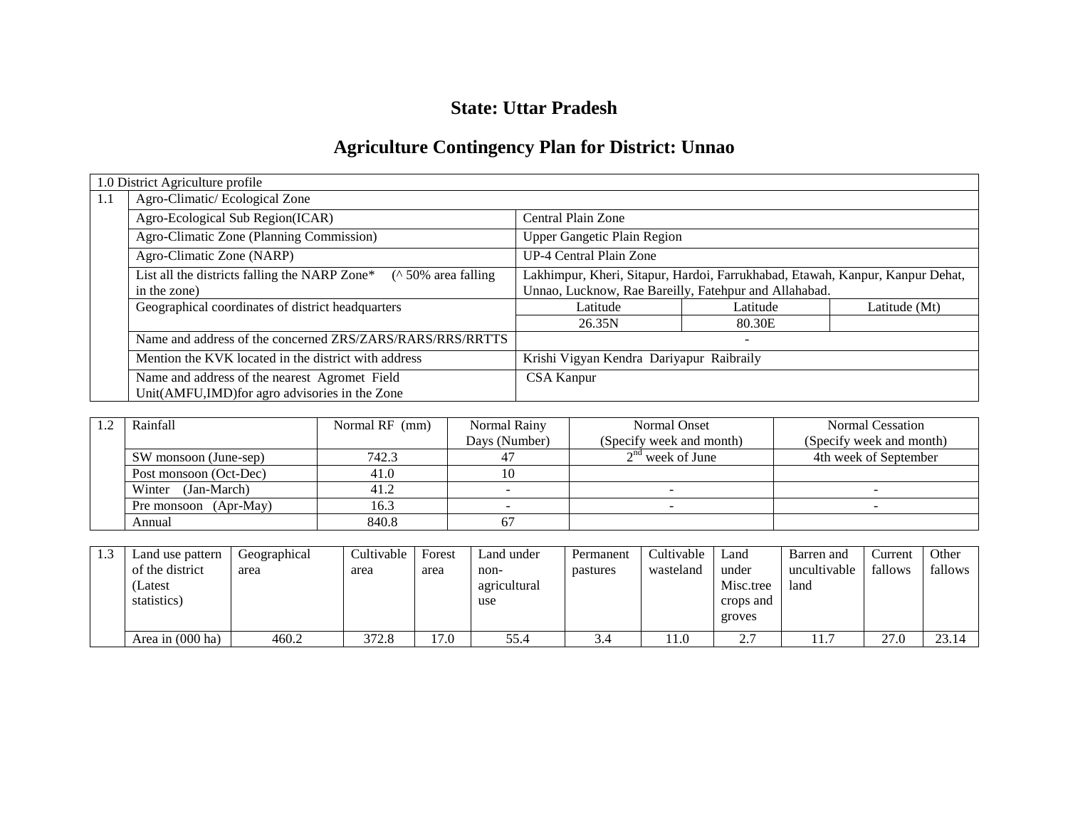# State: Uttar Pradesh

# Agriculture Contingency Plan for District: Unnao

| 1.0 District Agriculture profile | | | | |
|---|---|---|---|---|
| 1.1 | Agro-Climatic/ Ecological Zone | | | |
| | Agro-Ecological Sub Region(ICAR) | Central Plain Zone | | |
| | Agro-Climatic Zone (Planning Commission) | Upper Gangetic Plain Region | | |
| | Agro-Climatic Zone (NARP) | UP-4 Central Plain Zone | | |
| | List all the districts falling the NARP Zone* (^ 50% area falling in the zone) | Lakhimpur, Kheri, Sitapur, Hardoi, Farrukhabad, Etawah, Kanpur, Kanpur Dehat, Unnao, Lucknow, Rae Bareilly, Fatehpur and Allahabad. | | |
| | Geographical coordinates of district headquarters | Latitude | Latitude | Latitude (Mt) |
| | | 26.35N | 80.30E | |
| | Name and address of the concerned ZRS/ZARS/RARS/RRS/RRTTS | - | | |
| | Mention the KVK located in the district with address | Krishi Vigyan Kendra Dariyapur Raibraily | | |
| | Name and address of the nearest Agromet Field Unit(AMFU,IMD)for agro advisories in the Zone | CSA Kanpur | | |

| 1.2 | Rainfall | Normal RF (mm) | Normal Rainy Days (Number) | Normal Onset (Specify week and month) | Normal Cessation (Specify week and month) |
|---|---|---|---|---|---|
| | SW monsoon (June-sep) | 742.3 | 47 | 2nd week of June | 4th week of September |
| | Post monsoon (Oct-Dec) | 41.0 | 10 | | |
| | Winter (Jan-March) | 41.2 | - | - | - |
| | Pre monsoon (Apr-May) | 16.3 | - | - | - |
| | Annual | 840.8 | 67 | | |

| 1.3 | Land use pattern of the district (Latest statistics) | Geographical area | Cultivable area | Forest area | Land under non-agricultural use | Permanent pastures | Cultivable wasteland | Land under Misc.tree crops and groves | Barren and uncultivable land | Current fallows | Other fallows |
|---|---|---|---|---|---|---|---|---|---|---|---|
| | Area in (000 ha) | 460.2 | 372.8 | 17.0 | 55.4 | 3.4 | 11.0 | 2.7 | 11.7 | 27.0 | 23.14 |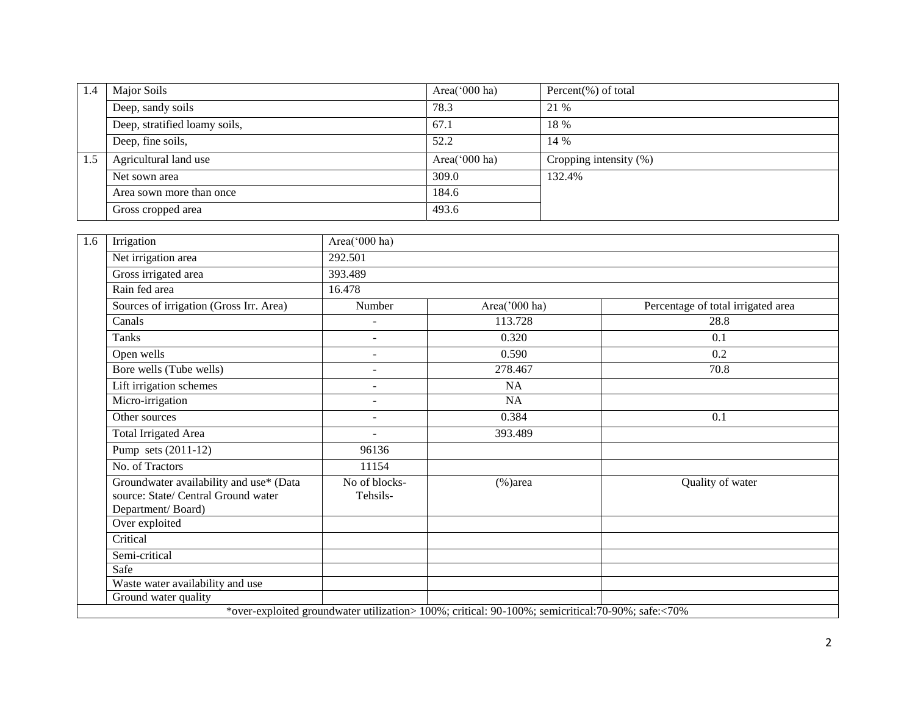| 1.4 | Major Soils | Area('000 ha) | Percent(%) of total |
|---|---|---|---|
| | Deep, sandy soils | 78.3 | 21 % |
| | Deep, stratified loamy soils, | 67.1 | 18 % |
| | Deep, fine soils, | 52.2 | 14 % |
| 1.5 | Agricultural land use | Area('000 ha) | Cropping intensity (%) |
| | Net sown area | 309.0 | 132.4% |
| | Area sown more than once | 184.6 | |
| | Gross cropped area | 493.6 | |

| 1.6 | Irrigation | Area('000 ha) | | |
|---|---|---|---|---|
| | Net irrigation area | 292.501 | | |
| | Gross irrigated area | 393.489 | | |
| | Rain fed area | 16.478 | | |
| | Sources of irrigation (Gross Irr. Area) | Number | Area('000 ha) | Percentage of total irrigated area |
| | Canals | - | 113.728 | 28.8 |
| | Tanks | - | 0.320 | 0.1 |
| | Open wells | - | 0.590 | 0.2 |
| | Bore wells (Tube wells) | - | 278.467 | 70.8 |
| | Lift irrigation schemes | - | NA | |
| | Micro-irrigation | - | NA | |
| | Other sources | - | 0.384 | 0.1 |
| | Total Irrigated Area | - | 393.489 | |
| | Pump sets (2011-12) | 96136 | | |
| | No. of Tractors | 11154 | | |
| | Groundwater availability and use* (Data source: State/ Central Ground water Department/ Board) | No of blocks- Tehsils- | (%)area | Quality of water |
| | Over exploited | | | |
| | Critical | | | |
| | Semi-critical | | | |
| | Safe | | | |
| | Waste water availability and use | | | |
| | Ground water quality | | | |

*over-exploited groundwater utilization> 100%; critical: 90-100%; semicritical:70-90%; safe:<70%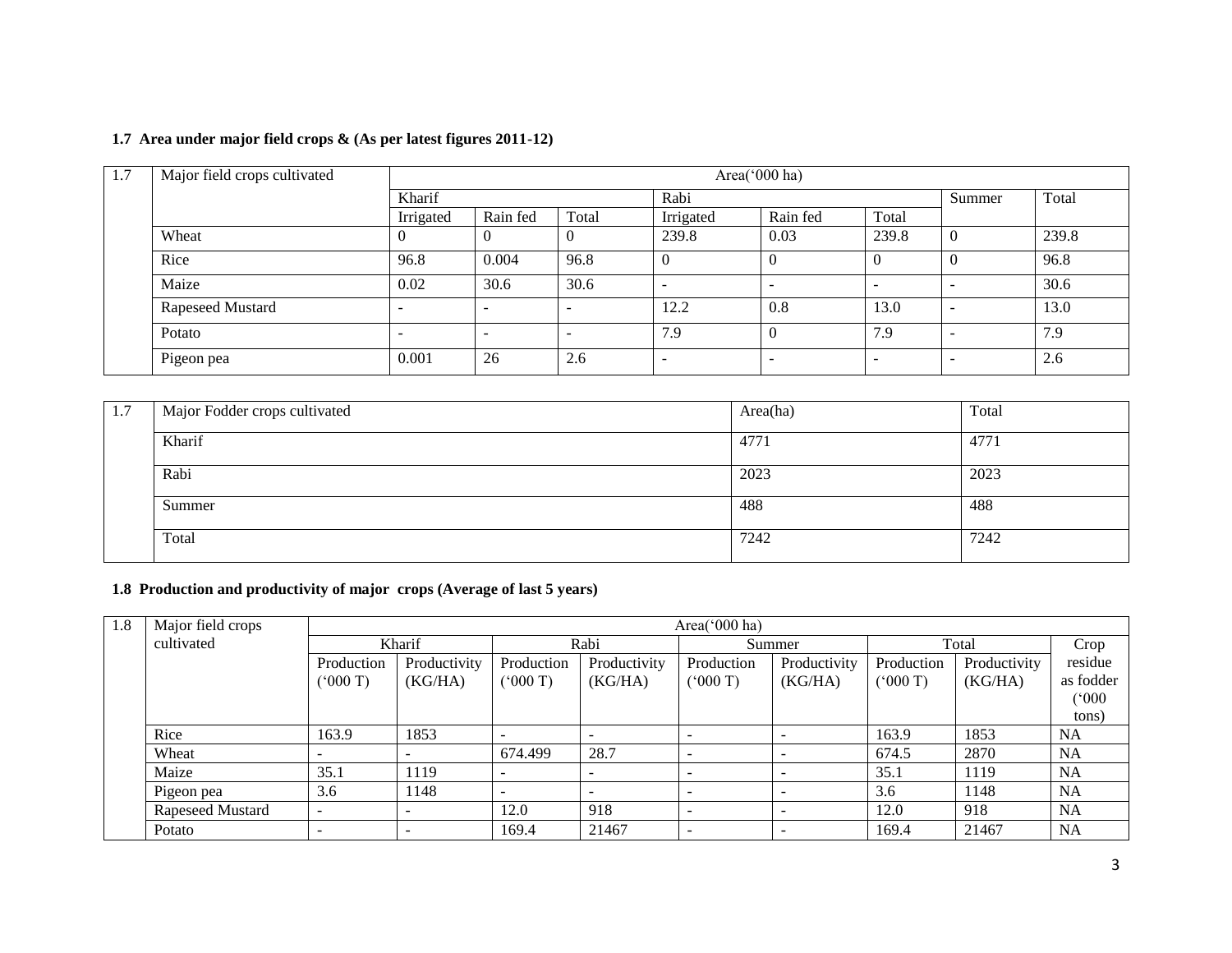### 1.7 Area under major field crops & (As per latest figures 2011-12)

| 1.7 | Major field crops cultivated | Area('000 ha) | | | | | | | |
|---|---|---|---|---|---|---|---|---|---|
| | | Kharif | | | Rabi | | | Summer | Total |
| | | Irrigated | Rain fed | Total | Irrigated | Rain fed | Total | | |
| | Wheat | 0 | 0 | 0 | 239.8 | 0.03 | 239.8 | 0 | 239.8 |
| | Rice | 96.8 | 0.004 | 96.8 | 0 | 0 | 0 | 0 | 96.8 |
| | Maize | 0.02 | 30.6 | 30.6 | - | - | - | - | 30.6 |
| | Rapeseed Mustard | - | - | - | 12.2 | 0.8 | 13.0 | - | 13.0 |
| | Potato | - | - | - | 7.9 | 0 | 7.9 | - | 7.9 |
| | Pigeon pea | 0.001 | 26 | 2.6 | - | - | - | - | 2.6 |

| 1.7 | Major Fodder crops cultivated | Area(ha) | Total |
|---|---|---|---|
| | Kharif | 4771 | 4771 |
| | Rabi | 2023 | 2023 |
| | Summer | 488 | 488 |
| | Total | 7242 | 7242 |

### 1.8 Production and productivity of major crops (Average of last 5 years)

| 1.8 | Major field crops cultivated | Area('000 ha) | | | | | | | | |
|---|---|---|---|---|---|---|---|---|---|---|
| | | Kharif | | Rabi | | Summer | | Total | | Crop residue as fodder ('000 tons) |
| | | Production ('000 T) | Productivity (KG/HA) | Production ('000 T) | Productivity (KG/HA) | Production ('000 T) | Productivity (KG/HA) | Production ('000 T) | Productivity (KG/HA) | |
| | Rice | 163.9 | 1853 | - | - | - | - | 163.9 | 1853 | NA |
| | Wheat | - | - | 674.499 | 28.7 | - | - | 674.5 | 2870 | NA |
| | Maize | 35.1 | 1119 | - | - | - | - | 35.1 | 1119 | NA |
| | Pigeon pea | 3.6 | 1148 | - | - | - | - | 3.6 | 1148 | NA |
| | Rapeseed Mustard | - | - | 12.0 | 918 | - | - | 12.0 | 918 | NA |
| | Potato | - | - | 169.4 | 21467 | - | - | 169.4 | 21467 | NA |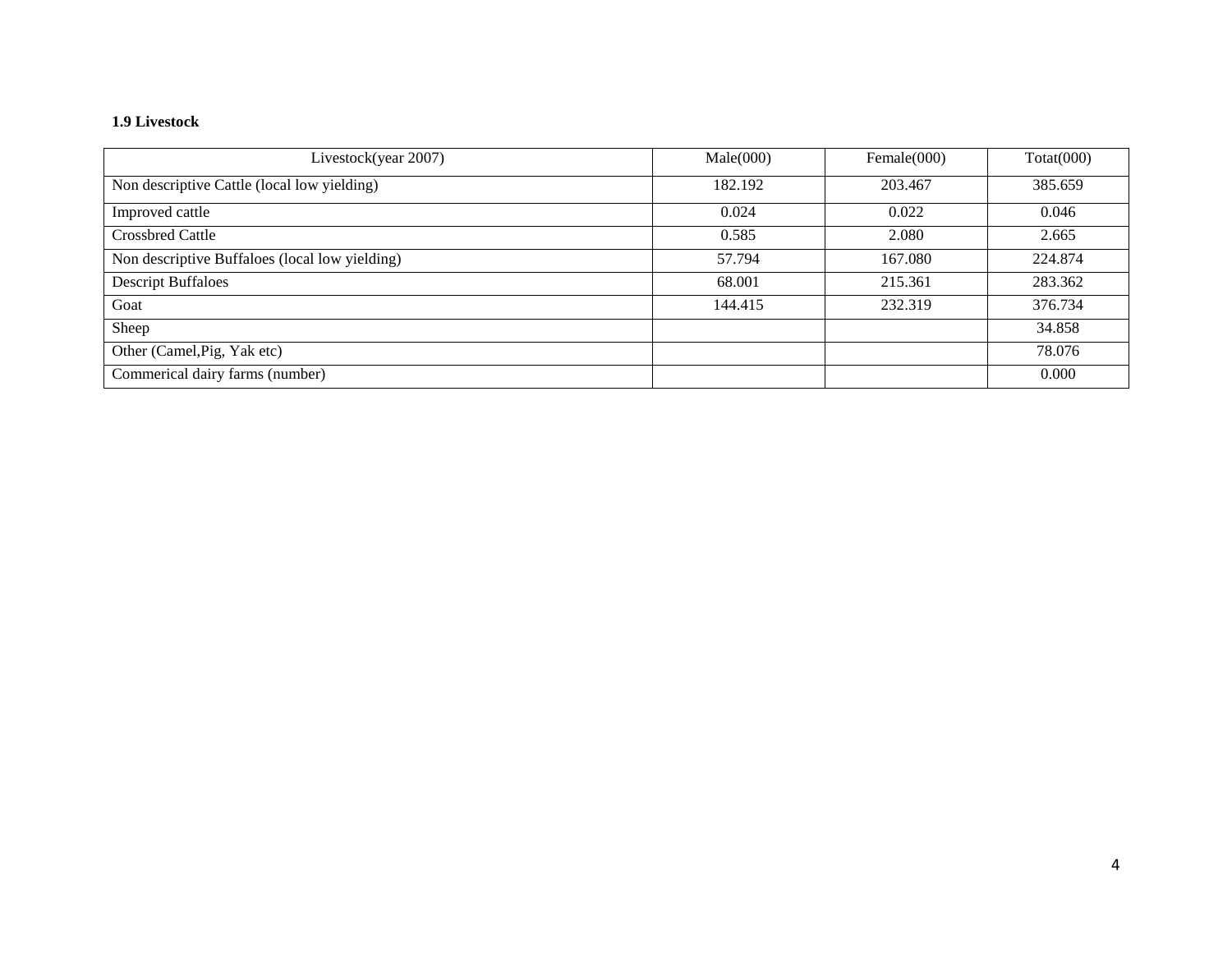**1.9 Livestock**

| Livestock(year 2007) | Male(000) | Female(000) | Totat(000) |
|---|---|---|---|
| Non descriptive Cattle (local low yielding) | 182.192 | 203.467 | 385.659 |
| Improved cattle | 0.024 | 0.022 | 0.046 |
| Crossbred Cattle | 0.585 | 2.080 | 2.665 |
| Non descriptive Buffaloes (local low yielding) | 57.794 | 167.080 | 224.874 |
| Descript Buffaloes | 68.001 | 215.361 | 283.362 |
| Goat | 144.415 | 232.319 | 376.734 |
| Sheep | | | 34.858 |
| Other (Camel,Pig, Yak etc) | | | 78.076 |
| Commerical dairy farms (number) | | | 0.000 |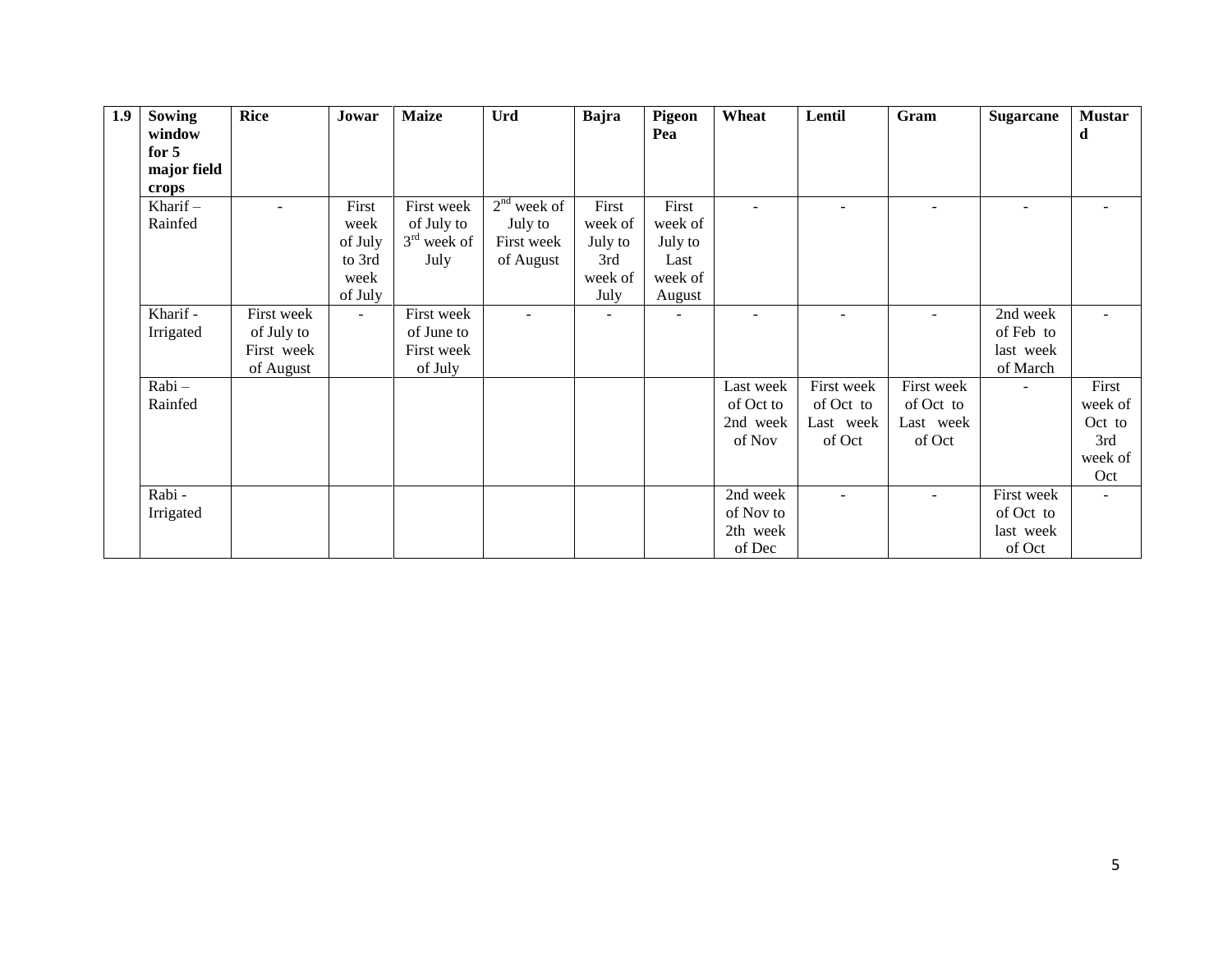| 1.9 | Sowing window for 5 major field crops | Rice | Jowar | Maize | Urd | Bajra | Pigeon Pea | Wheat | Lentil | Gram | Sugarcane | Mustard |
|---|---|---|---|---|---|---|---|---|---|---|---|---|
| | Kharif – Rainfed | - | First week of July to 3rd week of July | First week of July to 3rd week of July | 2nd week of July to First week of August | First week of July to 3rd week of July | First week of July to Last week of August | - | - | - | - | - |
| | Kharif - Irrigated | First week of July to First week of August | - | First week of June to First week of July | - | - | - | - | - | - | 2nd week of Feb to last week of March | - |
| | Rabi – Rainfed | | | | | | | Last week of Oct to 2nd week of Nov | First week of Oct to Last week of Oct | First week of Oct to Last week of Oct | - | First week of Oct to 3rd week of Oct |
| | Rabi - Irrigated | | | | | | | 2nd week of Nov to 2th week of Dec | - | - | First week of Oct to last week of Oct | - |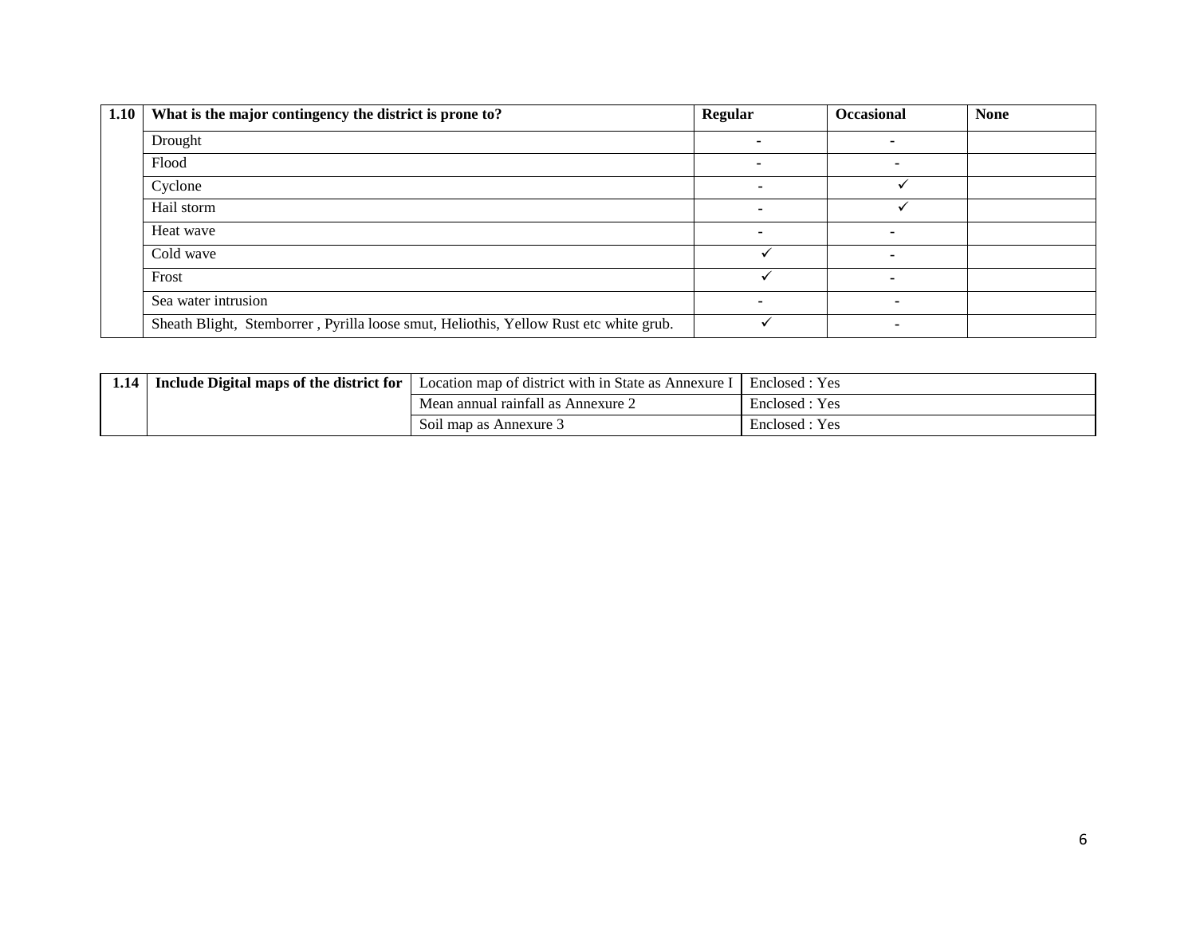| 1.10 | What is the major contingency the district is prone to? | Regular | Occasional | None |
|---|---|---|---|---|
| | Drought | - | - | |
| | Flood | - | - | |
| | Cyclone | - | ✓ | |
| | Hail storm | - | ✓ | |
| | Heat wave | - | - | |
| | Cold wave | ✓ | - | |
| | Frost | ✓ | - | |
| | Sea water intrusion | - | - | |
| | Sheath Blight, Stemborrer , Pyrilla loose smut, Heliothis, Yellow Rust etc white grub. | ✓ | - | |

| 1.14 | Include Digital maps of the district for | Location map of district with in State as Annexure I | Enclosed : Yes |
|---|---|---|---|
| | | Mean annual rainfall as Annexure 2 | Enclosed : Yes |
| | | Soil map as Annexure 3 | Enclosed : Yes |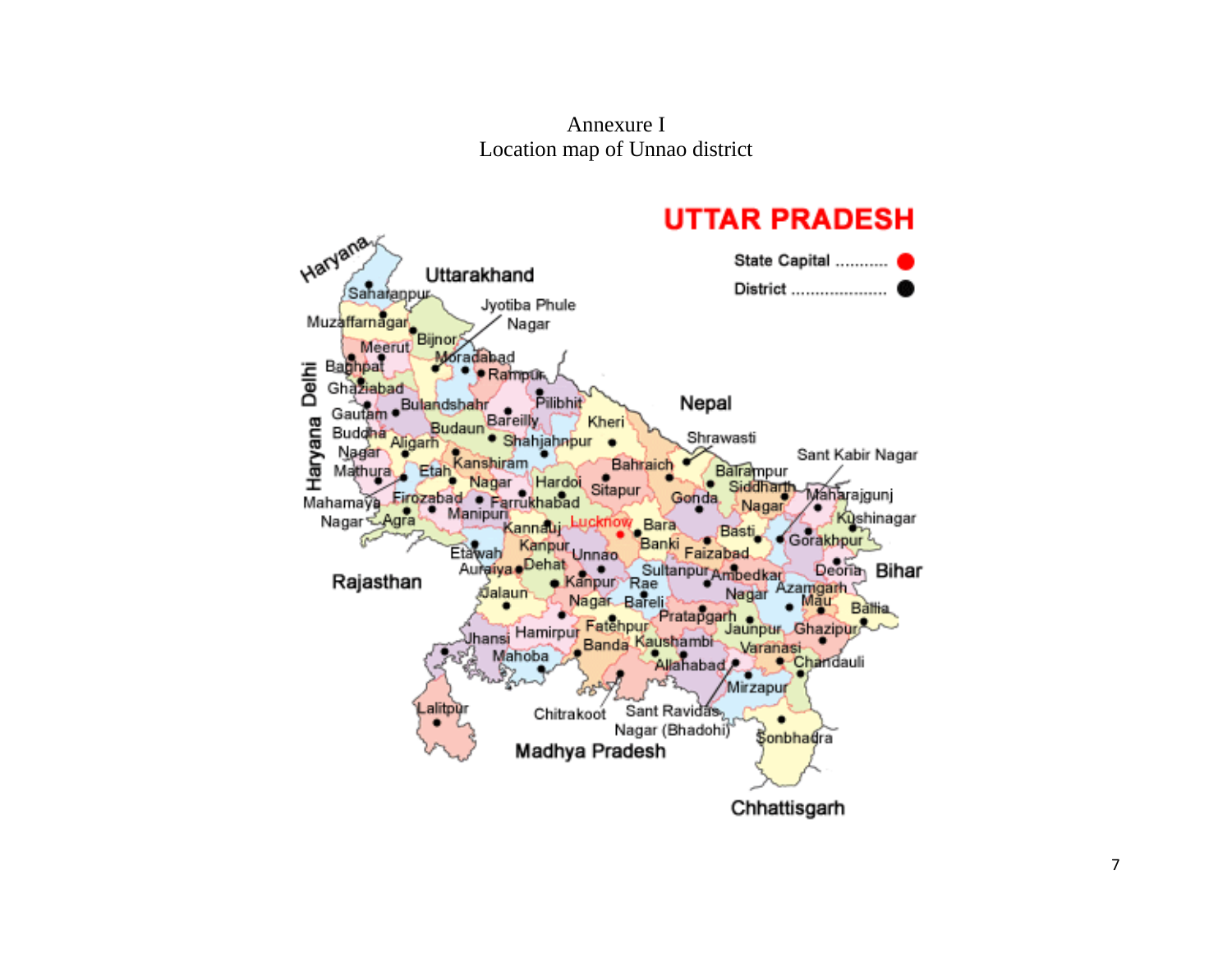Annexure I
Location map of Unnao district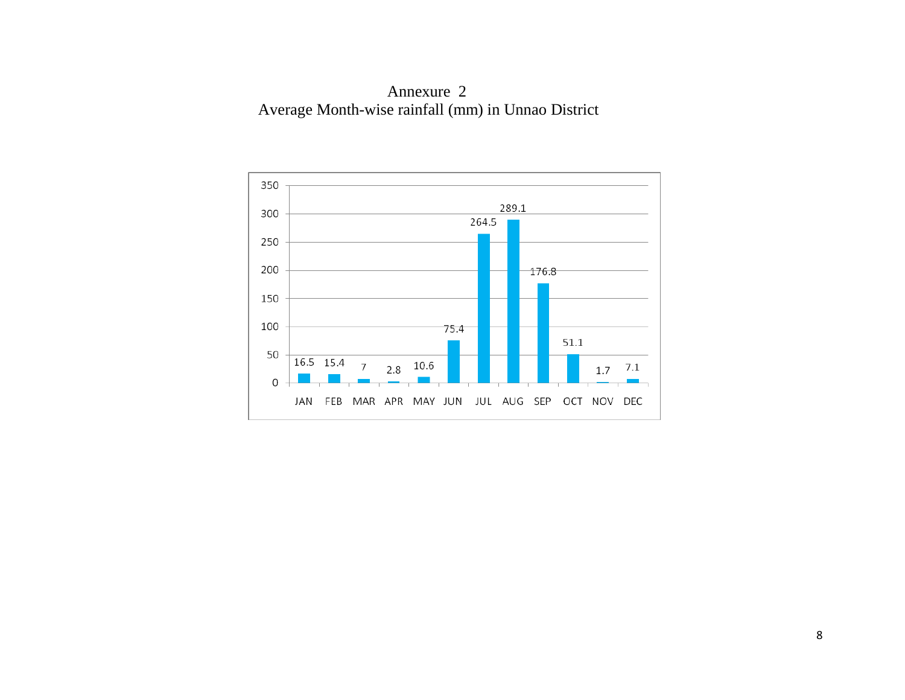# Annexure 2

## Average Month-wise rainfall (mm) in Unnao District

| Month | JAN | FEB | MAR | APR | MAY | JUN | JUL | AUG | SEP | OCT | NOV | DEC |
|---|---|---|---|---|---|---|---|---|---|---|---|---|
| Rainfall (mm) | 16.5 | 15.4 | 7 | 2.8 | 10.6 | 75.4 | 264.5 | 289.1 | 176.8 | 51.1 | 1.7 | 7.1 |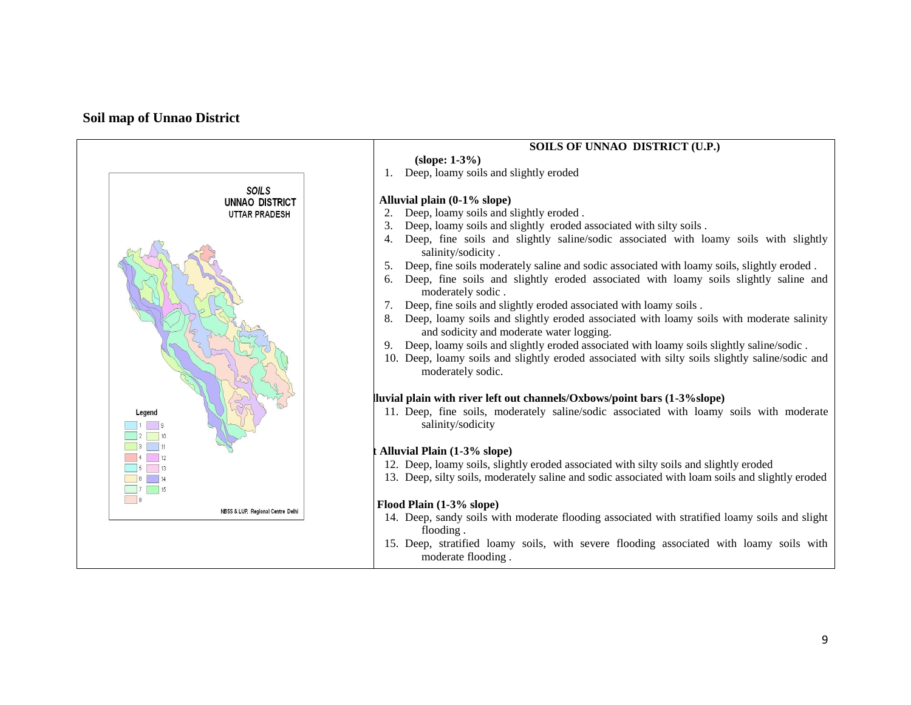# Soil map of Unnao District

SOILS
UNNAO DISTRICT
UTTAR PRADESH

Legend

1, 2, 3, 4, 5, 6, 7, 8, 9, 10, 11, 12, 13, 14, 15

NBSS & LUP, Regional Centre Delhi

**SOILS OF UNNAO DISTRICT (U.P.)**

**(slope: 1-3%)**

1. Deep, loamy soils and slightly eroded

**Alluvial plain (0-1% slope)**

2. Deep, loamy soils and slightly eroded .
3. Deep, loamy soils and slightly eroded associated with silty soils .
4. Deep, fine soils and slightly saline/sodic associated with loamy soils with slightly salinity/sodicity .
5. Deep, fine soils moderately saline and sodic associated with loamy soils, slightly eroded .
6. Deep, fine soils and slightly eroded associated with loamy soils slightly saline and moderately sodic .
7. Deep, fine soils and slightly eroded associated with loamy soils .
8. Deep, loamy soils and slightly eroded associated with loamy soils with moderate salinity and sodicity and moderate water logging.
9. Deep, loamy soils and slightly eroded associated with loamy soils slightly saline/sodic .
10. Deep, loamy soils and slightly eroded associated with silty soils slightly saline/sodic and moderately sodic.

**lluvial plain with river left out channels/Oxbows/point bars (1-3%slope)**

11. Deep, fine soils, moderately saline/sodic associated with loamy soils with moderate salinity/sodicity

**t Alluvial Plain (1-3% slope)**

12. Deep, loamy soils, slightly eroded associated with silty soils and slightly eroded
13. Deep, silty soils, moderately saline and sodic associated with loam soils and slightly eroded

**Flood Plain (1-3% slope)**

14. Deep, sandy soils with moderate flooding associated with stratified loamy soils and slight flooding .
15. Deep, stratified loamy soils, with severe flooding associated with loamy soils with moderate flooding .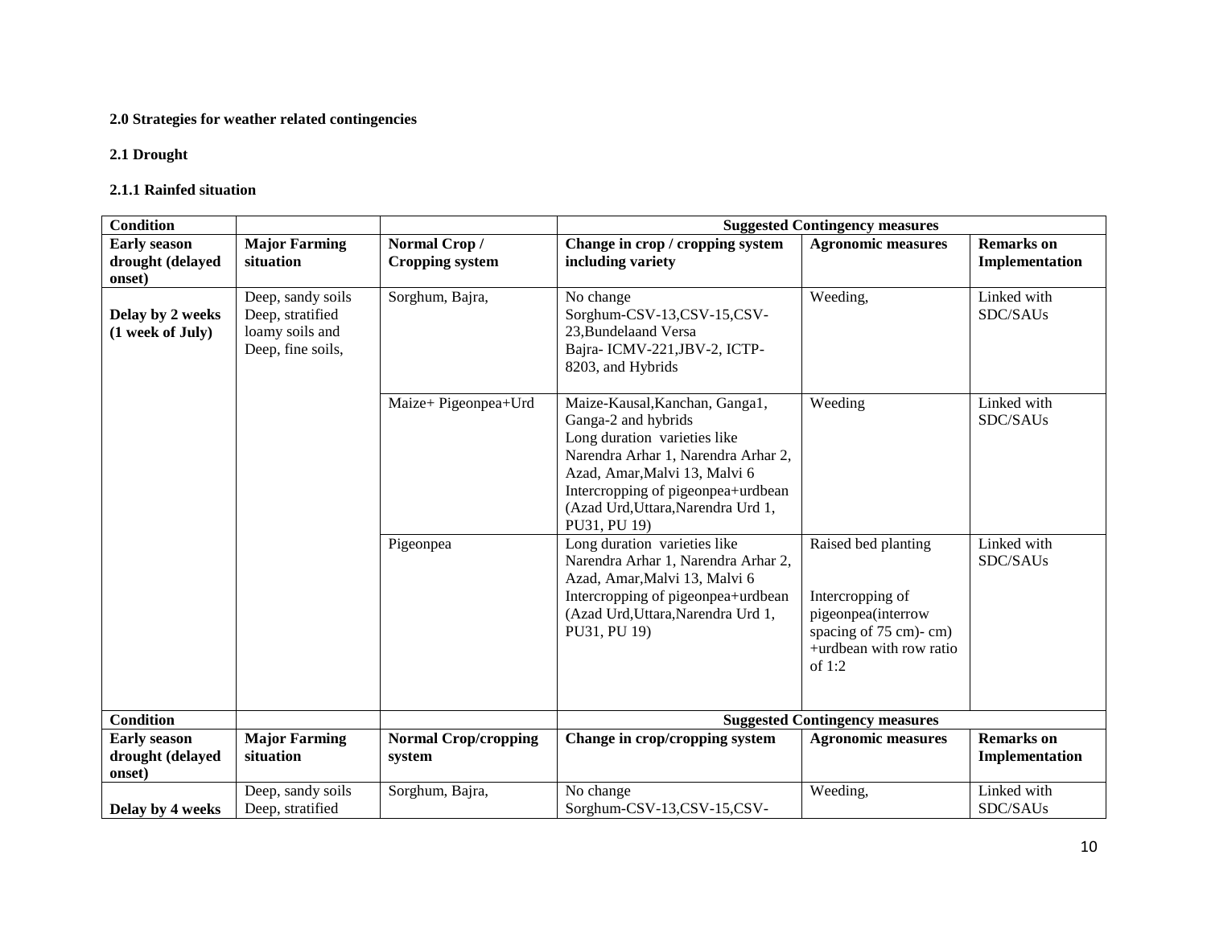**2.0 Strategies for weather related contingencies**

**2.1 Drought**

**2.1.1 Rainfed situation**

| Condition | | | Suggested Contingency measures | | |
|---|---|---|---|---|---|
| **Early season drought (delayed onset)** | **Major Farming situation** | **Normal Crop / Cropping system** | **Change in crop / cropping system including variety** | **Agronomic measures** | **Remarks on Implementation** |
| **Delay by 2 weeks (1 week of July)** | Deep, sandy soils Deep, stratified loamy soils and Deep, fine soils, | Sorghum, Bajra, | No change Sorghum-CSV-13,CSV-15,CSV-23,Bundelaand Versa Bajra- ICMV-221,JBV-2, ICTP-8203, and Hybrids | Weeding, | Linked with SDC/SAUs |
| | | Maize+ Pigeonpea+Urd | Maize-Kausal,Kanchan, Ganga1, Ganga-2 and hybrids Long duration varieties like Narendra Arhar 1, Narendra Arhar 2, Azad, Amar,Malvi 13, Malvi 6 Intercropping of pigeonpea+urdbean (Azad Urd,Uttara,Narendra Urd 1, PU31, PU 19) | Weeding | Linked with SDC/SAUs |
| | | Pigeonpea | Long duration varieties like Narendra Arhar 1, Narendra Arhar 2, Azad, Amar,Malvi 13, Malvi 6 Intercropping of pigeonpea+urdbean (Azad Urd,Uttara,Narendra Urd 1, PU31, PU 19) | Raised bed planting<br><br>Intercropping of pigeonpea(interrow spacing of 75 cm)- cm) +urdbean with row ratio of 1:2 | Linked with SDC/SAUs |
| **Condition** | | | **Suggested Contingency measures** | | |
| **Early season drought (delayed onset)** | **Major Farming situation** | **Normal Crop/cropping system** | **Change in crop/cropping system** | **Agronomic measures** | **Remarks on Implementation** |
| **Delay by 4 weeks** | Deep, sandy soils Deep, stratified | Sorghum, Bajra, | No change Sorghum-CSV-13,CSV-15,CSV- | Weeding, | Linked with SDC/SAUs |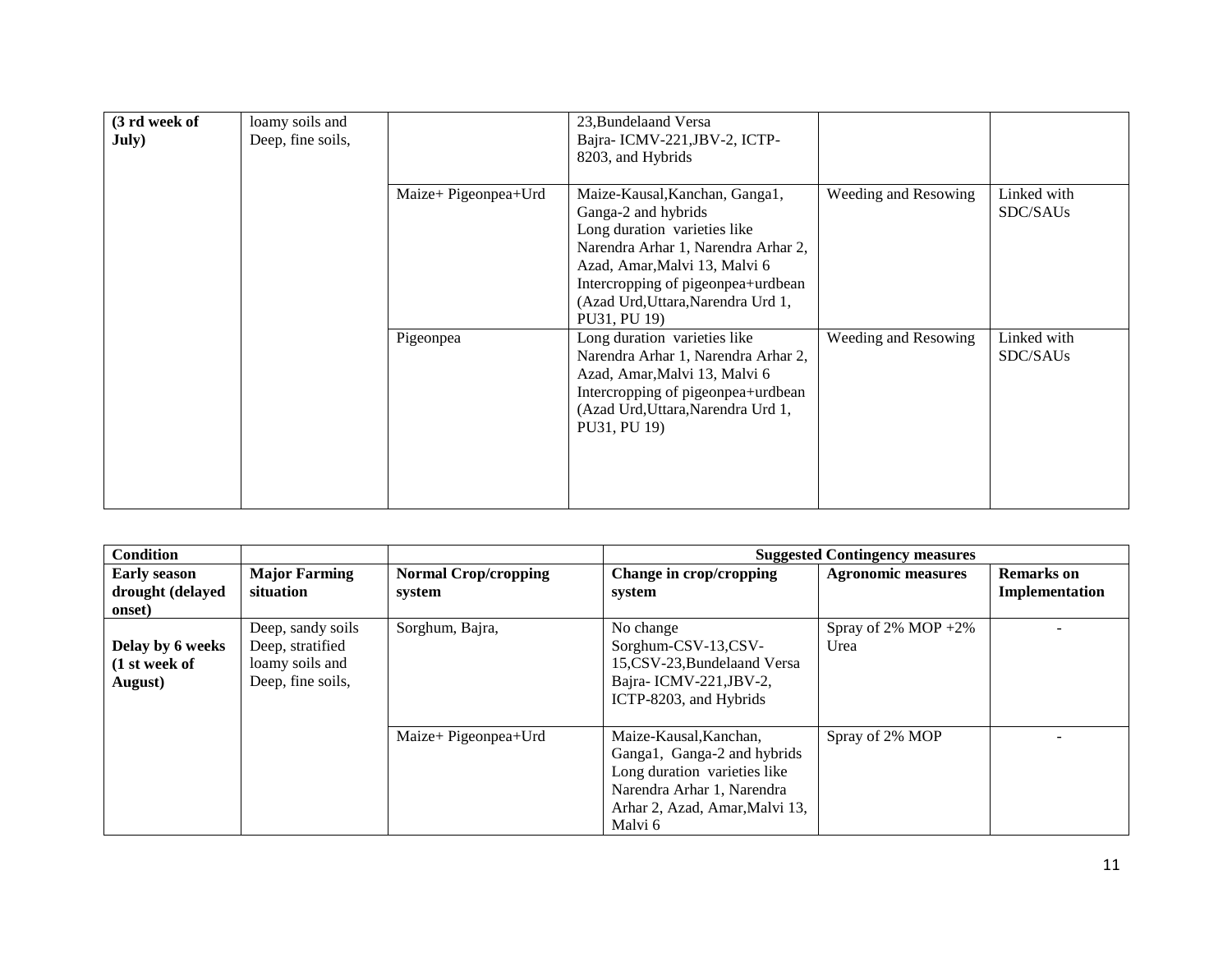| (3 rd week of July) | loamy soils and Deep, fine soils, | | 23,Bundelaand Versa Bajra- ICMV-221,JBV-2, ICTP-8203, and Hybrids | | |
|---|---|---|---|---|---|
| | | Maize+ Pigeonpea+Urd | Maize-Kausal,Kanchan, Ganga1, Ganga-2 and hybrids Long duration varieties like Narendra Arhar 1, Narendra Arhar 2, Azad, Amar,Malvi 13, Malvi 6 Intercropping of pigeonpea+urdbean (Azad Urd,Uttara,Narendra Urd 1, PU31, PU 19) | Weeding and Resowing | Linked with SDC/SAUs |
| | | Pigeonpea | Long duration varieties like Narendra Arhar 1, Narendra Arhar 2, Azad, Amar,Malvi 13, Malvi 6 Intercropping of pigeonpea+urdbean (Azad Urd,Uttara,Narendra Urd 1, PU31, PU 19) | Weeding and Resowing | Linked with SDC/SAUs |

| Condition | | | Suggested Contingency measures | | |
|---|---|---|---|---|---|
| **Early season drought (delayed onset)** | **Major Farming situation** | **Normal Crop/cropping system** | **Change in crop/cropping system** | **Agronomic measures** | **Remarks on Implementation** |
| **Delay by 6 weeks (1 st week of August)** | Deep, sandy soils Deep, stratified loamy soils and Deep, fine soils, | Sorghum, Bajra, | No change Sorghum-CSV-13,CSV-15,CSV-23,Bundelaand Versa Bajra- ICMV-221,JBV-2, ICTP-8203, and Hybrids | Spray of 2% MOP +2% Urea | - |
| | | Maize+ Pigeonpea+Urd | Maize-Kausal,Kanchan, Ganga1, Ganga-2 and hybrids Long duration varieties like Narendra Arhar 1, Narendra Arhar 2, Azad, Amar,Malvi 13, Malvi 6 | Spray of 2% MOP | - |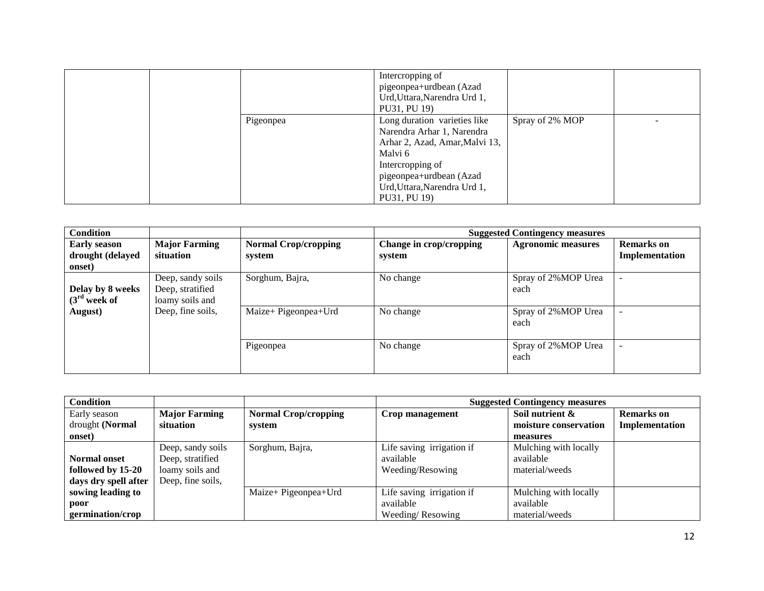| | | | Intercropping of pigeonpea+urdbean (Azad Urd,Uttara,Narendra Urd 1, PU31, PU 19) | | |
|---|---|---|---|---|---|
| | | Pigeonpea | Long duration varieties like Narendra Arhar 1, Narendra Arhar 2, Azad, Amar,Malvi 13, Malvi 6<br>Intercropping of pigeonpea+urdbean (Azad Urd,Uttara,Narendra Urd 1, PU31, PU 19) | Spray of 2% MOP | - |

| **Condition** | | | **Suggested Contingency measures** | | |
|---|---|---|---|---|---|
| **Early season drought (delayed onset)** | **Major Farming situation** | **Normal Crop/cropping system** | **Change in crop/cropping system** | **Agronomic measures** | **Remarks on Implementation** |
| **Delay by 8 weeks (3rd week of August)** | Deep, sandy soils Deep, stratified loamy soils and Deep, fine soils, | Sorghum, Bajra, | No change | Spray of 2%MOP Urea each | - |
| | | Maize+ Pigeonpea+Urd | No change | Spray of 2%MOP Urea each | - |
| | | Pigeonpea | No change | Spray of 2%MOP Urea each | - |

| **Condition** | | | **Suggested Contingency measures** | | |
|---|---|---|---|---|---|
| Early season drought **(Normal onset)** | **Major Farming situation** | **Normal Crop/cropping system** | **Crop management** | **Soil nutrient & moisture conservation measures** | **Remarks on Implementation** |
| **Normal onset followed by 15-20 days dry spell after sowing leading to poor germination/crop** | Deep, sandy soils Deep, stratified loamy soils and Deep, fine soils, | Sorghum, Bajra, | Life saving irrigation if available<br>Weeding/Resowing | Mulching with locally available material/weeds | |
| | | Maize+ Pigeonpea+Urd | Life saving irrigation if available<br>Weeding/ Resowing | Mulching with locally available material/weeds | |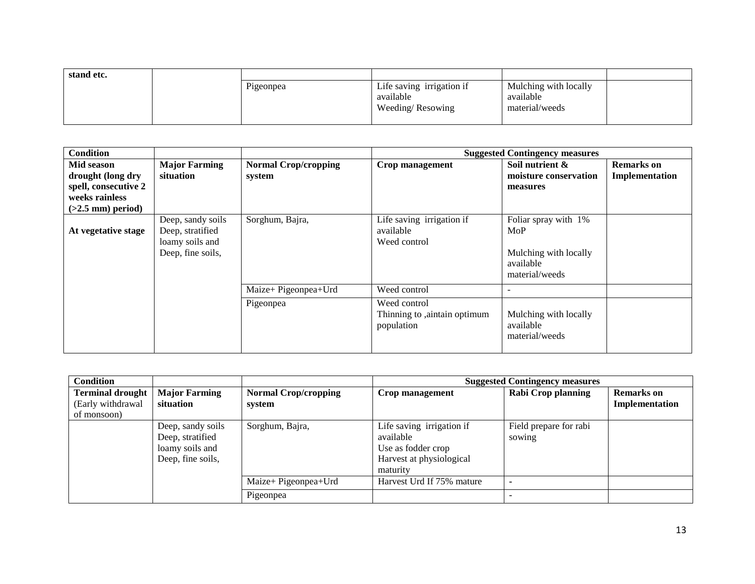| stand etc. | | | | | |
|---|---|---|---|---|---|
| | | Pigeonpea | Life saving irrigation if available<br>Weeding/ Resowing | Mulching with locally available material/weeds | |

| Condition | | | Suggested Contingency measures | | |
|---|---|---|---|---|---|
| **Mid season drought (long dry spell, consecutive 2 weeks rainless (>2.5 mm) period)** | **Major Farming situation** | **Normal Crop/cropping system** | **Crop management** | **Soil nutrient & moisture conservation measures** | **Remarks on Implementation** |
| **At vegetative stage** | Deep, sandy soils Deep, stratified loamy soils and Deep, fine soils, | Sorghum, Bajra, | Life saving irrigation if available<br>Weed control | Foliar spray with 1% MoP<br><br>Mulching with locally available material/weeds | |
| | | Maize+ Pigeonpea+Urd | Weed control | - | |
| | | Pigeonpea | Weed control<br>Thinning to ,aintain optimum population | Mulching with locally available material/weeds | |

| Condition | | | Suggested Contingency measures | | |
|---|---|---|---|---|---|
| **Terminal drought** (Early withdrawal of monsoon) | **Major Farming situation** | **Normal Crop/cropping system** | **Crop management** | **Rabi Crop planning** | **Remarks on Implementation** |
| | Deep, sandy soils Deep, stratified loamy soils and Deep, fine soils, | Sorghum, Bajra, | Life saving irrigation if available<br>Use as fodder crop<br>Harvest at physiological maturity | Field prepare for rabi sowing | |
| | | Maize+ Pigeonpea+Urd | Harvest Urd If 75% mature | - | |
| | | Pigeonpea | | - | |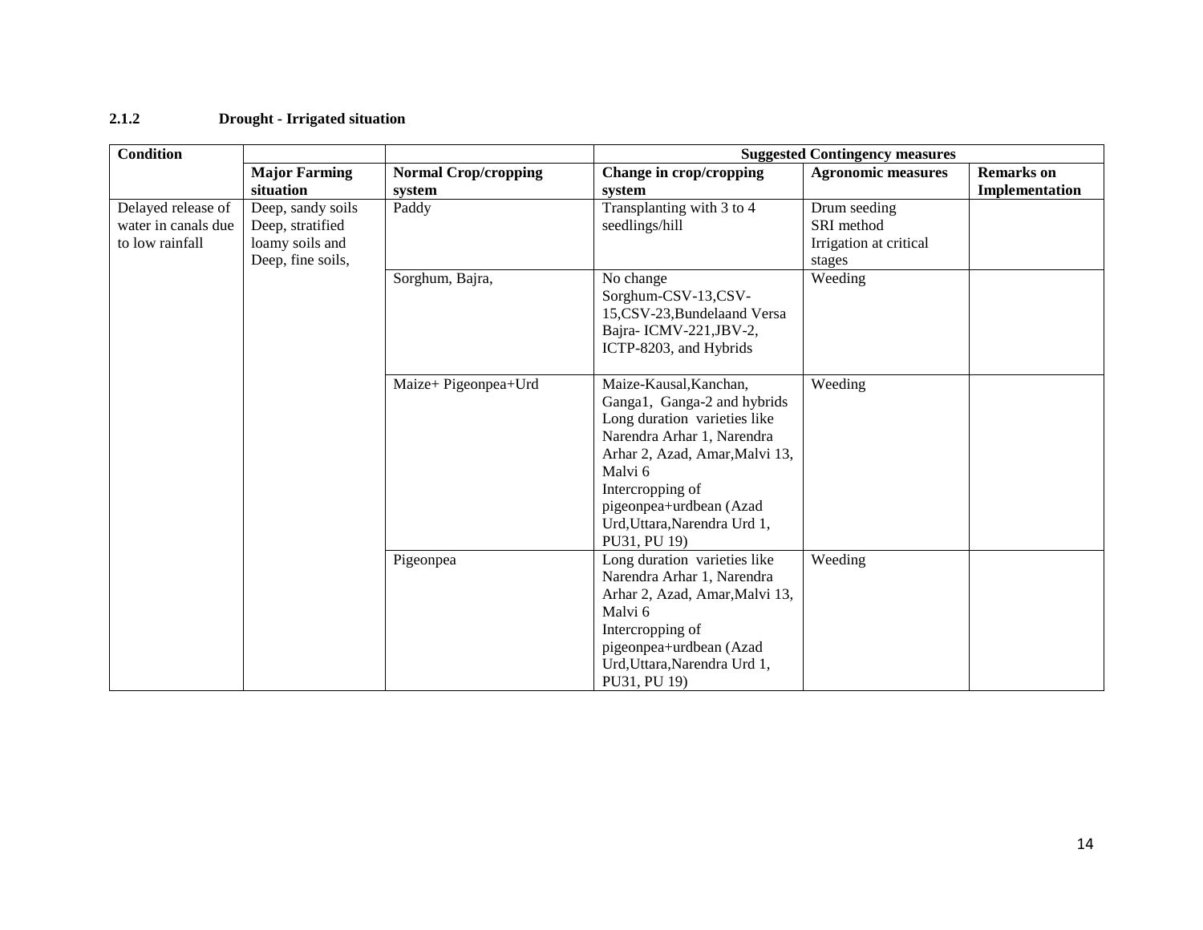### 2.1.2 Drought - Irrigated situation

| Condition | | | Suggested Contingency measures | | |
|---|---|---|---|---|---|
| | Major Farming situation | Normal Crop/cropping system | Change in crop/cropping system | Agronomic measures | Remarks on Implementation |
| Delayed release of water in canals due to low rainfall | Deep, sandy soils Deep, stratified loamy soils and Deep, fine soils, | Paddy | Transplanting with 3 to 4 seedlings/hill | Drum seeding<br>SRI method<br>Irrigation at critical stages | |
| | | Sorghum, Bajra, | No change<br>Sorghum-CSV-13,CSV-15,CSV-23,Bundelaand Versa<br>Bajra- ICMV-221,JBV-2, ICTP-8203, and Hybrids | Weeding | |
| | | Maize+ Pigeonpea+Urd | Maize-Kausal,Kanchan, Ganga1, Ganga-2 and hybrids<br>Long duration varieties like Narendra Arhar 1, Narendra Arhar 2, Azad, Amar,Malvi 13, Malvi 6<br>Intercropping of pigeonpea+urdbean (Azad Urd,Uttara,Narendra Urd 1, PU31, PU 19) | Weeding | |
| | | Pigeonpea | Long duration varieties like Narendra Arhar 1, Narendra Arhar 2, Azad, Amar,Malvi 13, Malvi 6<br>Intercropping of pigeonpea+urdbean (Azad Urd,Uttara,Narendra Urd 1, PU31, PU 19) | Weeding | |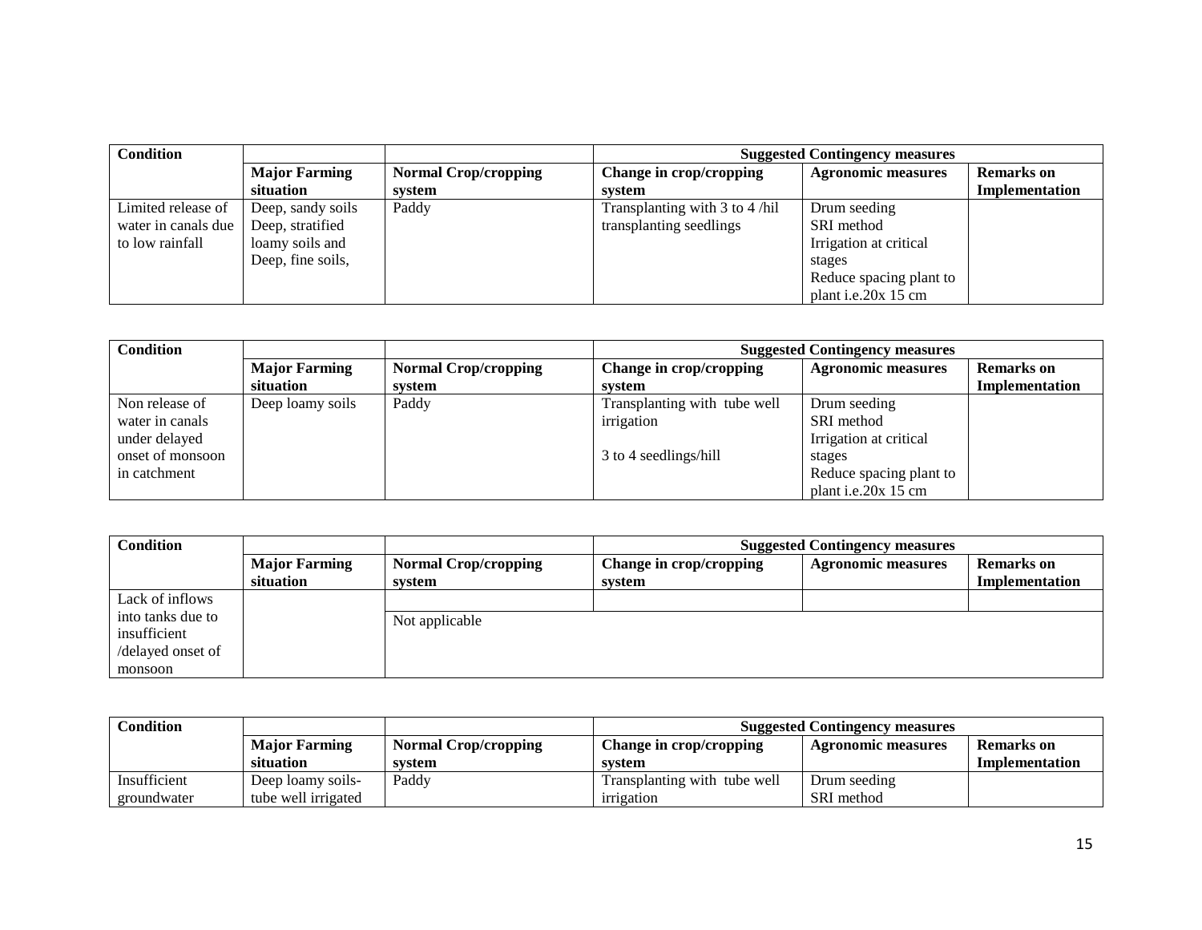| Condition | | | Suggested Contingency measures | | |
|---|---|---|---|---|---|
| | Major Farming situation | Normal Crop/cropping system | Change in crop/cropping system | Agronomic measures | Remarks on Implementation |
| Limited release of water in canals due to low rainfall | Deep, sandy soils Deep, stratified loamy soils and Deep, fine soils, | Paddy | Transplanting with 3 to 4 /hil transplanting seedlings | Drum seeding SRI method Irrigation at critical stages Reduce spacing plant to plant i.e.20x 15 cm | |

| Condition | | | Suggested Contingency measures | | |
|---|---|---|---|---|---|
| | Major Farming situation | Normal Crop/cropping system | Change in crop/cropping system | Agronomic measures | Remarks on Implementation |
| Non release of water in canals under delayed onset of monsoon in catchment | Deep loamy soils | Paddy | Transplanting with tube well irrigation<br><br>3 to 4 seedlings/hill | Drum seeding SRI method Irrigation at critical stages Reduce spacing plant to plant i.e.20x 15 cm | |

| Condition | | | Suggested Contingency measures | | |
|---|---|---|---|---|---|
| | Major Farming situation | Normal Crop/cropping system | Change in crop/cropping system | Agronomic measures | Remarks on Implementation |
| Lack of inflows into tanks due to insufficient /delayed onset of monsoon | | Not applicable | | | |

| Condition | | | Suggested Contingency measures | | |
|---|---|---|---|---|---|
| | Major Farming situation | Normal Crop/cropping system | Change in crop/cropping system | Agronomic measures | Remarks on Implementation |
| Insufficient groundwater | Deep loamy soils- tube well irrigated | Paddy | Transplanting with tube well irrigation | Drum seeding SRI method | |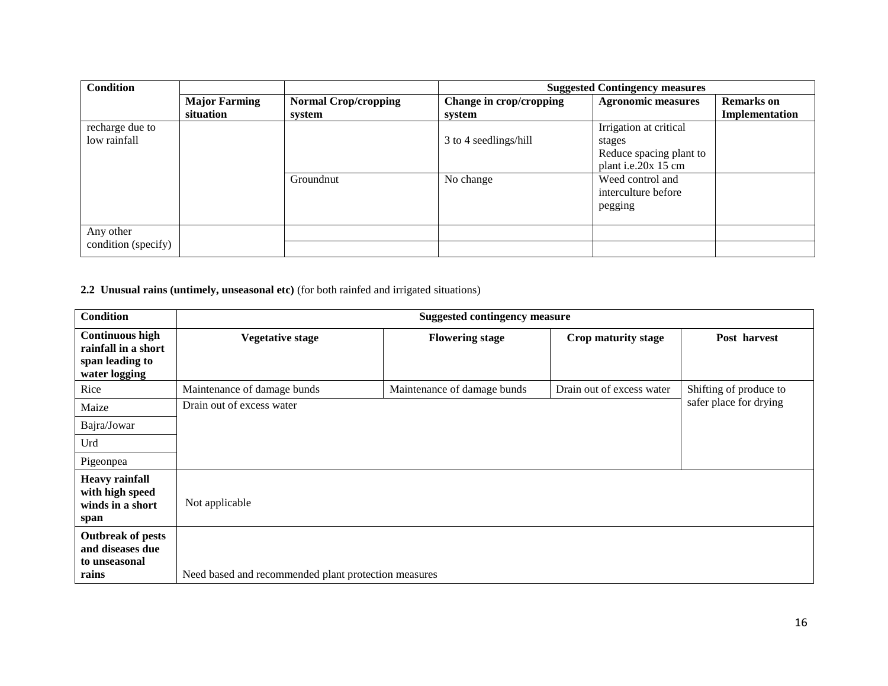| Condition | | | Suggested Contingency measures | | |
|---|---|---|---|---|---|
| | Major Farming situation | Normal Crop/cropping system | Change in crop/cropping system | Agronomic measures | Remarks on Implementation |
| recharge due to low rainfall | | | 3 to 4 seedlings/hill | Irrigation at critical stages<br>Reduce spacing plant to plant i.e.20x 15 cm | |
| | | Groundnut | No change | Weed control and interculture before pegging | |
| Any other condition (specify) | | | | | |
| | | | | | |

**2.2 Unusual rains (untimely, unseasonal etc)** (for both rainfed and irrigated situations)

| Condition | Suggested contingency measure | | | |
|---|---|---|---|---|
| **Continuous high rainfall in a short span leading to water logging** | **Vegetative stage** | **Flowering stage** | **Crop maturity stage** | **Post harvest** |
| Rice | Maintenance of damage bunds | Maintenance of damage bunds | Drain out of excess water | Shifting of produce to safer place for drying |
| Maize | Drain out of excess water | | | |
| Bajra/Jowar | | | | |
| Urd | | | | |
| Pigeonpea | | | | |
| **Heavy rainfall with high speed winds in a short span** | Not applicable | | | |
| **Outbreak of pests and diseases due to unseasonal rains** | Need based and recommended plant protection measures | | | |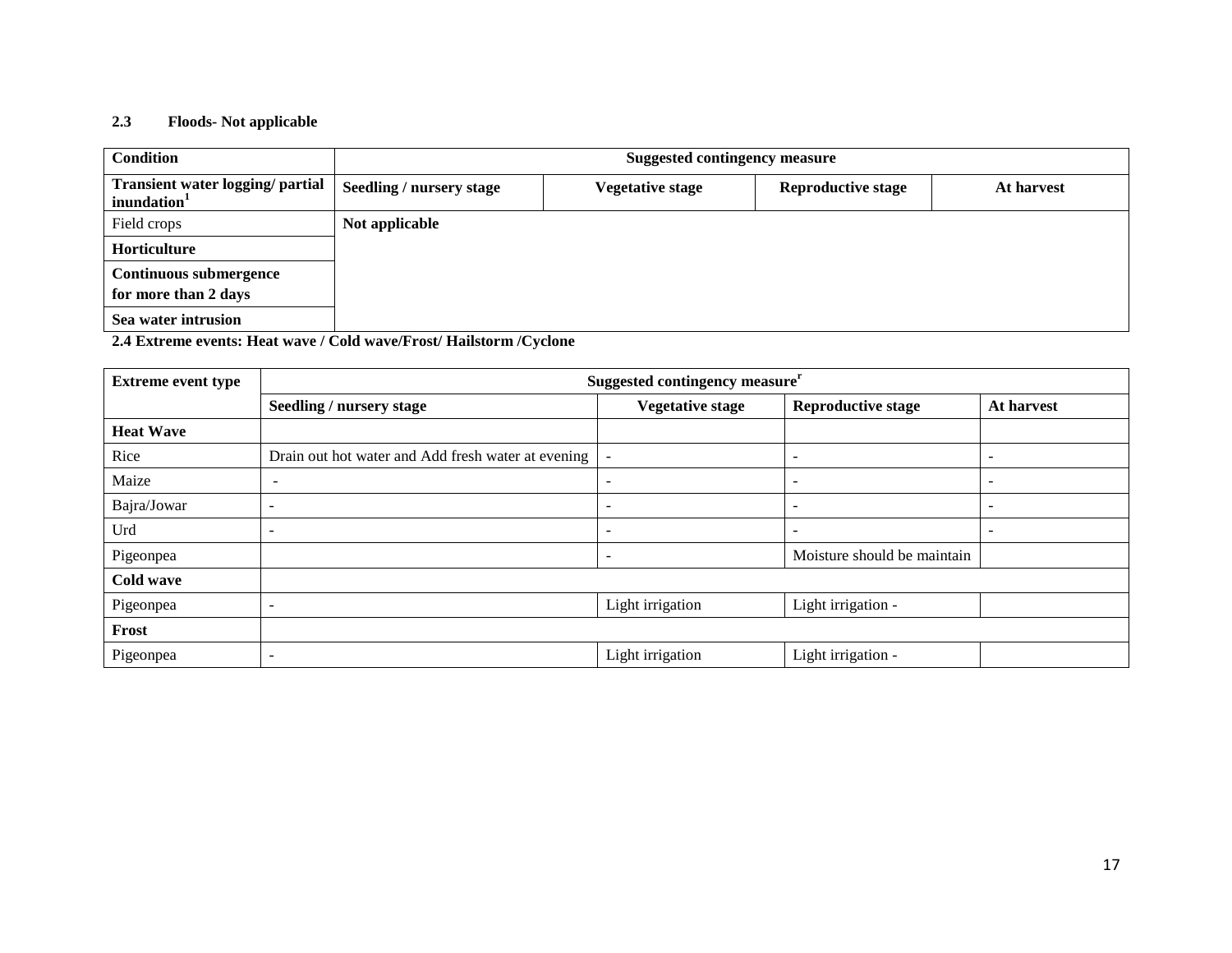### 2.3 Floods- Not applicable

| Condition | Suggested contingency measure | | | |
|---|---|---|---|---|
| **Transient water logging/ partial inundation[1]** | **Seedling / nursery stage** | **Vegetative stage** | **Reproductive stage** | **At harvest** |
| Field crops | **Not applicable** | | | |
| **Horticulture** | | | | |
| **Continuous submergence for more than 2 days** | | | | |
| **Sea water intrusion** | | | | |

**2.4 Extreme events: Heat wave / Cold wave/Frost/ Hailstorm /Cyclone**

| Extreme event type | Suggested contingency measure[r] | | | |
|---|---|---|---|---|
| | **Seedling / nursery stage** | **Vegetative stage** | **Reproductive stage** | **At harvest** |
| **Heat Wave** | | | | |
| Rice | Drain out hot water and Add fresh water at evening | - | - | - |
| Maize | - | - | - | - |
| Bajra/Jowar | - | - | - | - |
| Urd | - | - | - | - |
| Pigeonpea | | - | Moisture should be maintain | |
| **Cold wave** | | | | |
| Pigeonpea | - | Light irrigation | Light irrigation - | |
| **Frost** | | | | |
| Pigeonpea | - | Light irrigation | Light irrigation - | |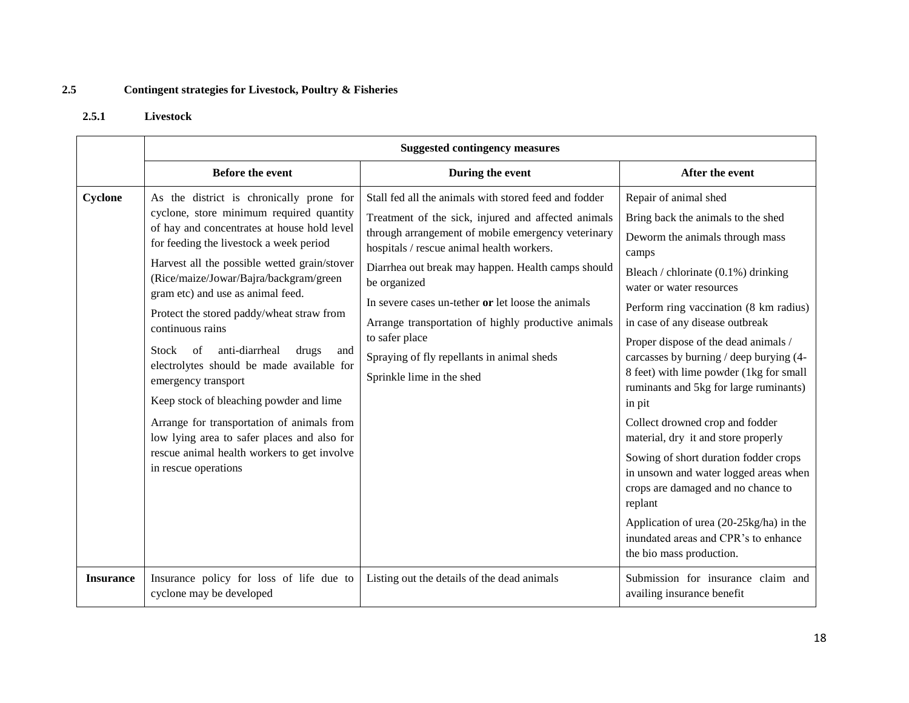## 2.5 Contingent strategies for Livestock, Poultry & Fisheries

### 2.5.1 Livestock

| | Suggested contingency measures | | |
|---|---|---|---|
| | **Before the event** | **During the event** | **After the event** |
| **Cyclone** | As the district is chronically prone for cyclone, store minimum required quantity of hay and concentrates at house hold level for feeding the livestock a week period<br>Harvest all the possible wetted grain/stover (Rice/maize/Jowar/Bajra/backgram/green gram etc) and use as animal feed.<br>Protect the stored paddy/wheat straw from continuous rains<br>Stock of anti-diarrheal drugs and electrolytes should be made available for emergency transport<br>Keep stock of bleaching powder and lime<br>Arrange for transportation of animals from low lying area to safer places and also for rescue animal health workers to get involve in rescue operations | Stall fed all the animals with stored feed and fodder<br>Treatment of the sick, injured and affected animals through arrangement of mobile emergency veterinary hospitals / rescue animal health workers.<br>Diarrhea out break may happen. Health camps should be organized<br>In severe cases un-tether **or** let loose the animals<br>Arrange transportation of highly productive animals to safer place<br>Spraying of fly repellants in animal sheds<br>Sprinkle lime in the shed | Repair of animal shed<br>Bring back the animals to the shed<br>Deworm the animals through mass camps<br>Bleach / chlorinate (0.1%) drinking water or water resources<br>Perform ring vaccination (8 km radius) in case of any disease outbreak<br>Proper dispose of the dead animals / carcasses by burning / deep burying (4-8 feet) with lime powder (1kg for small ruminants and 5kg for large ruminants) in pit<br>Collect drowned crop and fodder material, dry it and store properly<br>Sowing of short duration fodder crops in unsown and water logged areas when crops are damaged and no chance to replant<br>Application of urea (20-25kg/ha) in the inundated areas and CPR's to enhance the bio mass production. |
| **Insurance** | Insurance policy for loss of life due to cyclone may be developed | Listing out the details of the dead animals | Submission for insurance claim and availing insurance benefit |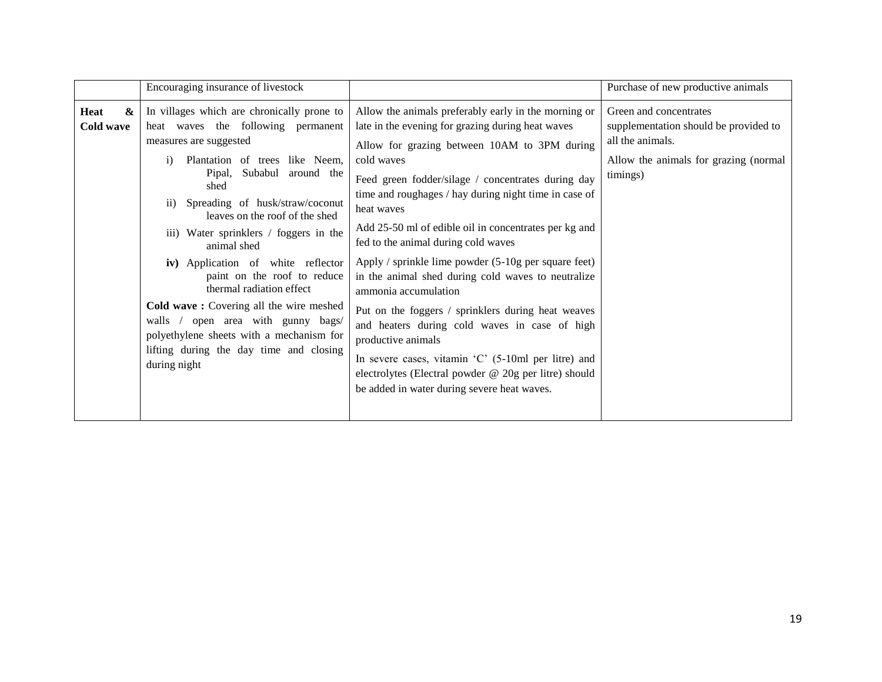|  | Encouraging insurance of livestock |  | Purchase of new productive animals |
|---|---|---|---|
| **Heat & Cold wave** | In villages which are chronically prone to heat waves the following permanent measures are suggested<br>i) Plantation of trees like Neem, Pipal, Subabul around the shed<br>ii) Spreading of husk/straw/coconut leaves on the roof of the shed<br>iii) Water sprinklers / foggers in the animal shed<br>**iv)** Application of white reflector paint on the roof to reduce thermal radiation effect<br>**Cold wave :** Covering all the wire meshed walls / open area with gunny bags/ polyethylene sheets with a mechanism for lifting during the day time and closing during night | Allow the animals preferably early in the morning or late in the evening for grazing during heat waves<br>Allow for grazing between 10AM to 3PM during cold waves<br>Feed green fodder/silage / concentrates during day time and roughages / hay during night time in case of heat waves<br>Add 25-50 ml of edible oil in concentrates per kg and fed to the animal during cold waves<br>Apply / sprinkle lime powder (5-10g per square feet) in the animal shed during cold waves to neutralize ammonia accumulation<br>Put on the foggers / sprinklers during heat weaves and heaters during cold waves in case of high productive animals<br>In severe cases, vitamin 'C' (5-10ml per litre) and electrolytes (Electral powder @ 20g per litre) should be added in water during severe heat waves. | Green and concentrates supplementation should be provided to all the animals.<br>Allow the animals for grazing (normal timings) |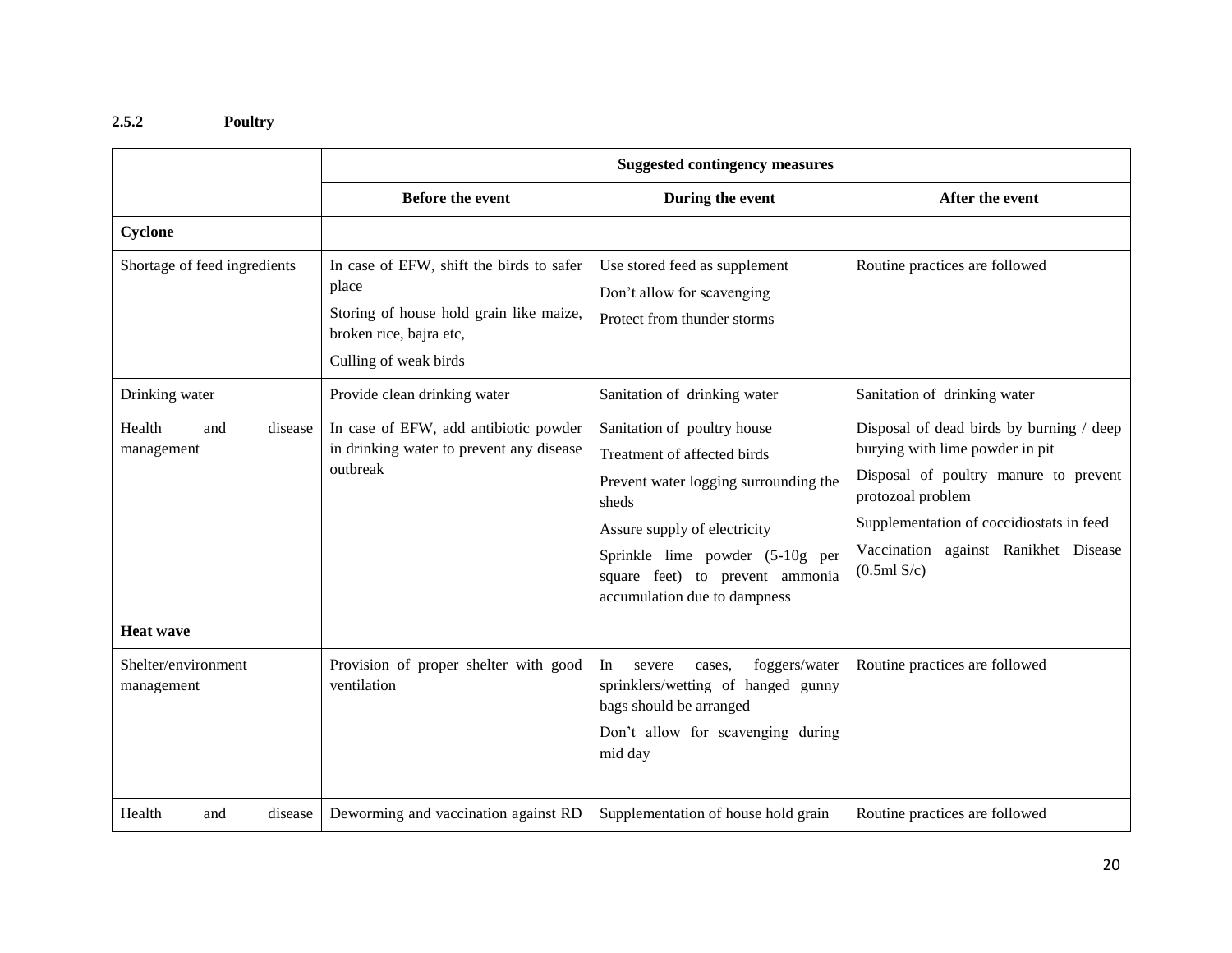### 2.5.2 Poultry

| | Suggested contingency measures | | |
|---|---|---|---|
| | **Before the event** | **During the event** | **After the event** |
| **Cyclone** | | | |
| Shortage of feed ingredients | In case of EFW, shift the birds to safer place<br>Storing of house hold grain like maize, broken rice, bajra etc,<br>Culling of weak birds | Use stored feed as supplement<br>Don't allow for scavenging<br>Protect from thunder storms | Routine practices are followed |
| Drinking water | Provide clean drinking water | Sanitation of drinking water | Sanitation of drinking water |
| Health and disease management | In case of EFW, add antibiotic powder in drinking water to prevent any disease outbreak | Sanitation of poultry house<br>Treatment of affected birds<br>Prevent water logging surrounding the sheds<br>Assure supply of electricity<br>Sprinkle lime powder (5-10g per square feet) to prevent ammonia accumulation due to dampness | Disposal of dead birds by burning / deep burying with lime powder in pit<br>Disposal of poultry manure to prevent protozoal problem<br>Supplementation of coccidiostats in feed<br>Vaccination against Ranikhet Disease (0.5ml S/c) |
| **Heat wave** | | | |
| Shelter/environment management | Provision of proper shelter with good ventilation | In severe cases, foggers/water sprinklers/wetting of hanged gunny bags should be arranged<br>Don't allow for scavenging during mid day | Routine practices are followed |
| Health and disease | Deworming and vaccination against RD | Supplementation of house hold grain | Routine practices are followed |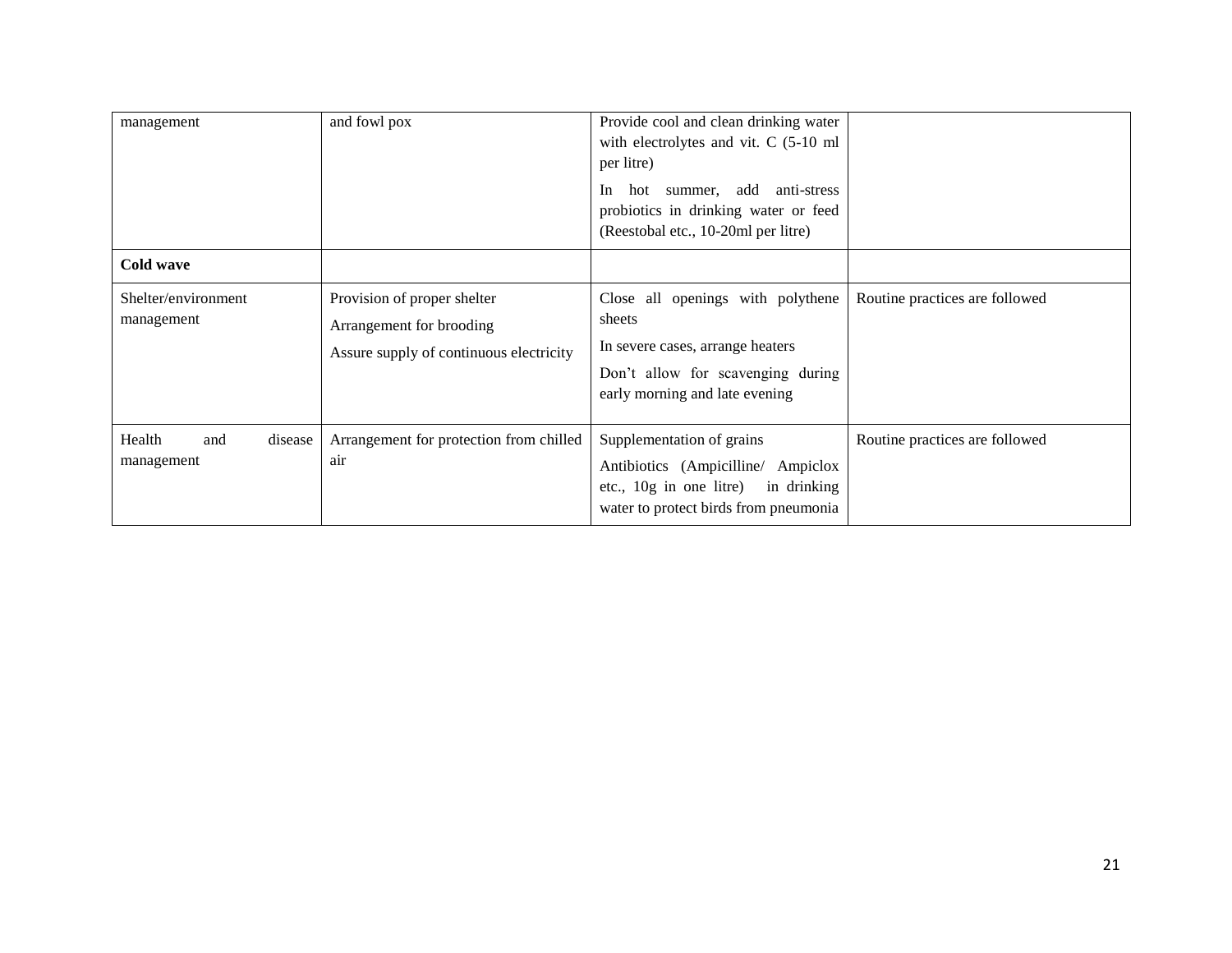| | | | |
|---|---|---|---|
| management | and fowl pox | Provide cool and clean drinking water with electrolytes and vit. C (5-10 ml per litre)<br>In hot summer, add anti-stress probiotics in drinking water or feed (Reestobal etc., 10-20ml per litre) | |
| **Cold wave** | | | |
| Shelter/environment management | Provision of proper shelter<br>Arrangement for brooding<br>Assure supply of continuous electricity | Close all openings with polythene sheets<br>In severe cases, arrange heaters<br>Don't allow for scavenging during early morning and late evening | Routine practices are followed |
| Health and disease management | Arrangement for protection from chilled air | Supplementation of grains<br>Antibiotics (Ampicilline/ Ampiclox etc., 10g in one litre) in drinking water to protect birds from pneumonia | Routine practices are followed |